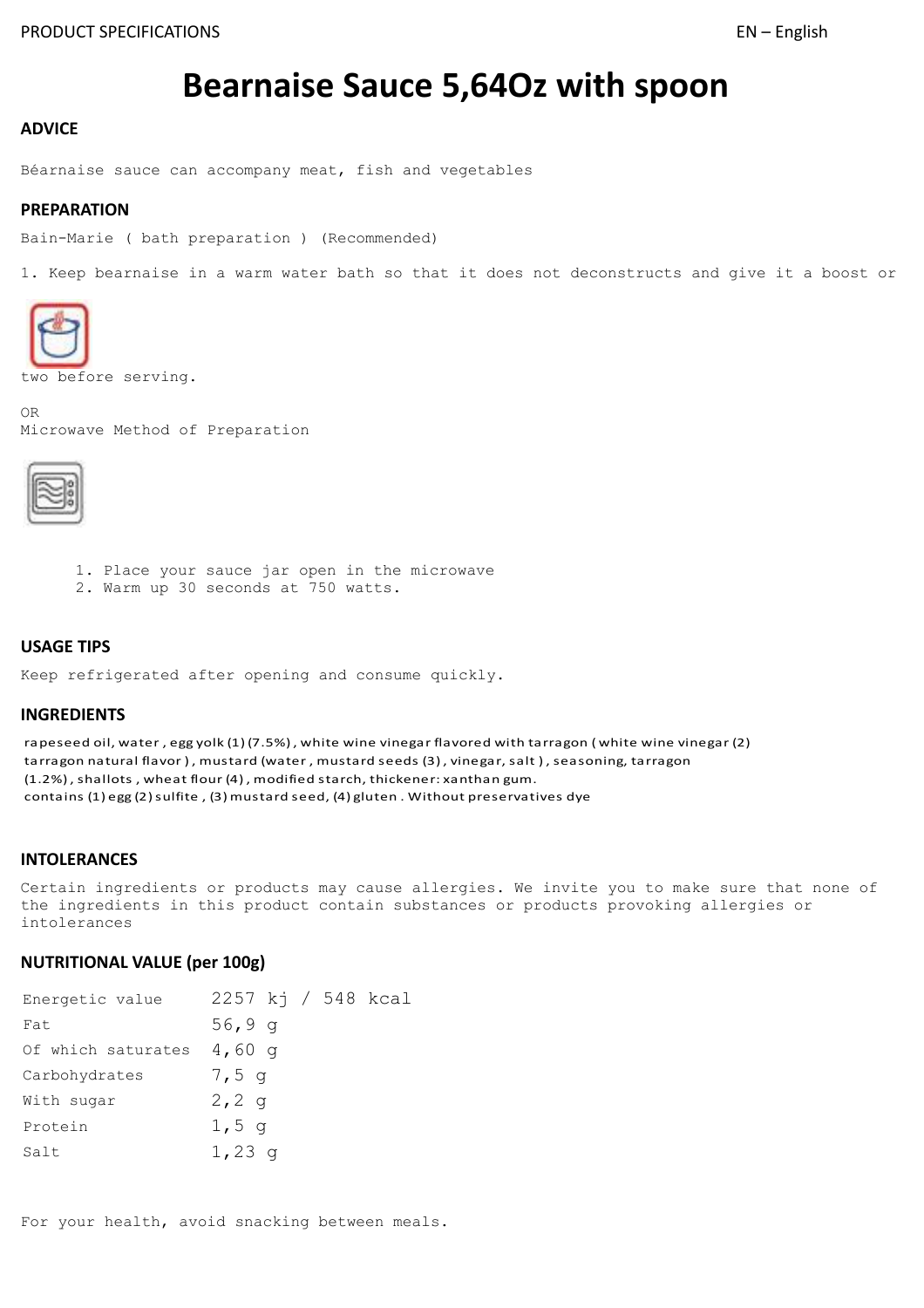# Bearnaise Sauce 5,64Oz with spoon

## ADVICE

Béarnaise sauce can accompany meat, fish and vegetables

## PREPARATION

Bain-Marie ( bath preparation ) (Recommended)

1. Keep bearnaise in a warm water bath so that it does not deconstructs and give it a boost or two before serving.

OR
Microwave Method of Preparation

1. Place your sauce jar open in the microwave
2. Warm up 30 seconds at 750 watts.

## USAGE TIPS

Keep refrigerated after opening and consume quickly.

## INGREDIENTS

rapeseed oil, water , egg yolk (1) (7.5%) , white wine vinegar flavored with tarragon ( white wine vinegar (2) tarragon natural flavor ) , mustard (water , mustard seeds (3) , vinegar, salt ) , seasoning, tarragon (1.2%) , shallots , wheat flour (4) , modified starch, thickener: xanthan gum.
contains (1) egg (2) sulfite , (3) mustard seed, (4) gluten . Without preservatives dye

## INTOLERANCES

Certain ingredients or products may cause allergies. We invite you to make sure that none of the ingredients in this product contain substances or products provoking allergies or intolerances

## NUTRITIONAL VALUE (per 100g)

| | |
|---|---|
| Energetic value | 2257 kj / 548 kcal |
| Fat | 56,9 g |
| Of which saturates | 4,60 g |
| Carbohydrates | 7,5 g |
| With sugar | 2,2 g |
| Protein | 1,5 g |
| Salt | 1,23 g |

For your health, avoid snacking between meals.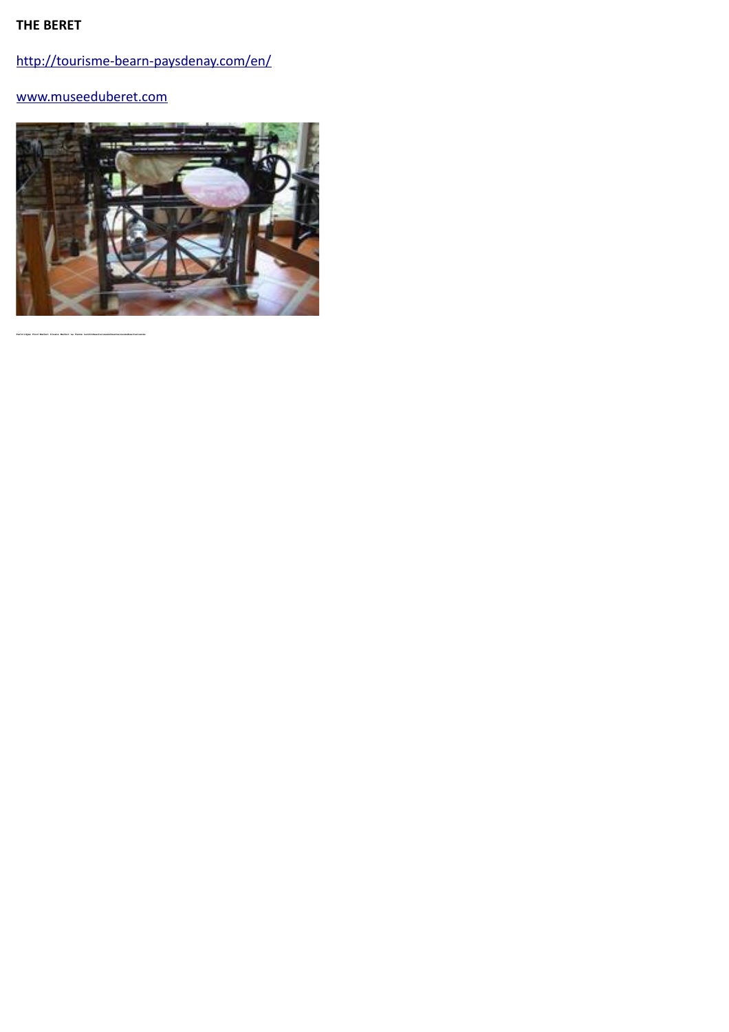**THE BERET**

http://tourisme-bearn-paysdenay.com/en/

www.museeduberet.com